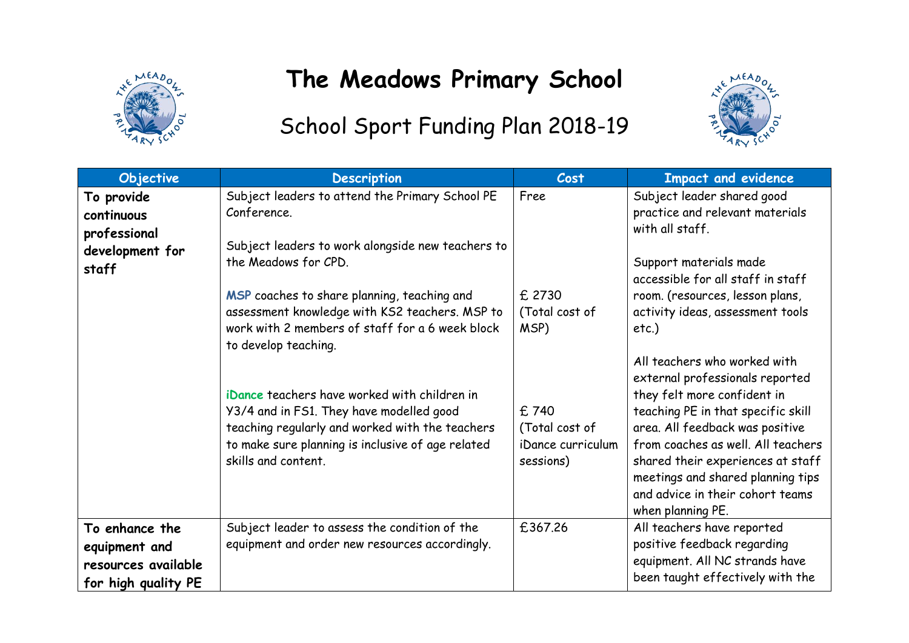# The Meadows Primary School

## School Sport Funding Plan 2018-19

| Objective | Description | Cost | Impact and evidence |
|---|---|---|---|
| **To provide continuous professional development for staff** | Subject leaders to attend the Primary School PE Conference.<br><br>Subject leaders to work alongside new teachers to the Meadows for CPD.<br><br>**MSP** coaches to share planning, teaching and assessment knowledge with KS2 teachers. MSP to work with 2 members of staff for a 6 week block to develop teaching.<br><br>**iDance** teachers have worked with children in Y3/4 and in FS1. They have modelled good teaching regularly and worked with the teachers to make sure planning is inclusive of age related skills and content. | Free<br><br>£ 2730 (Total cost of MSP)<br><br>£ 740 (Total cost of iDance curriculum sessions) | Subject leader shared good practice and relevant materials with all staff.<br><br>Support materials made accessible for all staff in staff room. (resources, lesson plans, activity ideas, assessment tools etc.)<br><br>All teachers who worked with external professionals reported they felt more confident in teaching PE in that specific skill area. All feedback was positive from coaches as well. All teachers shared their experiences at staff meetings and shared planning tips and advice in their cohort teams when planning PE. |
| **To enhance the equipment and resources available for high quality PE** | Subject leader to assess the condition of the equipment and order new resources accordingly. | £367.26 | All teachers have reported positive feedback regarding equipment. All NC strands have been taught effectively with the |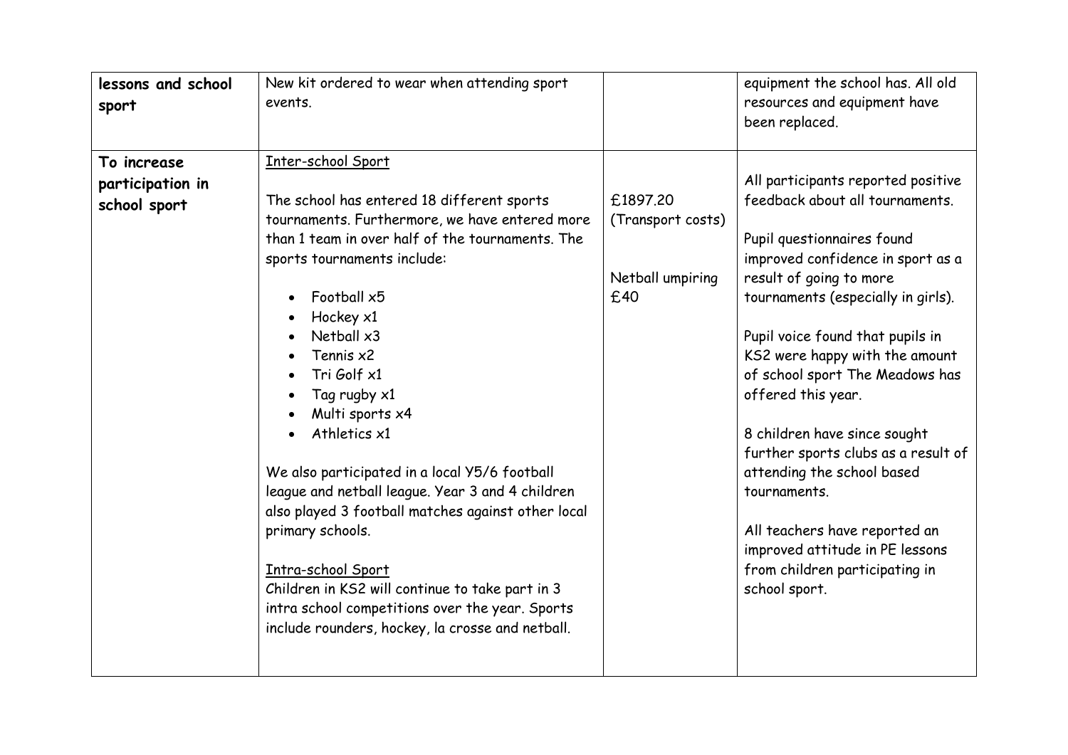| | | | |
|---|---|---|---|
| **lessons and school sport** | New kit ordered to wear when attending sport events. | | equipment the school has. All old resources and equipment have been replaced. |
| **To increase participation in school sport** | <u>Inter-school Sport</u><br><br>The school has entered 18 different sports tournaments. Furthermore, we have entered more than 1 team in over half of the tournaments. The sports tournaments include:<br><br>• Football x5<br>• Hockey x1<br>• Netball x3<br>• Tennis x2<br>• Tri Golf x1<br>• Tag rugby x1<br>• Multi sports x4<br>• Athletics x1<br><br>We also participated in a local Y5/6 football league and netball league. Year 3 and 4 children also played 3 football matches against other local primary schools.<br><br><u>Intra-school Sport</u><br>Children in KS2 will continue to take part in 3 intra school competitions over the year. Sports include rounders, hockey, la crosse and netball. | £1897.20 (Transport costs)<br><br>Netball umpiring £40 | All participants reported positive feedback about all tournaments.<br><br>Pupil questionnaires found improved confidence in sport as a result of going to more tournaments (especially in girls).<br><br>Pupil voice found that pupils in KS2 were happy with the amount of school sport The Meadows has offered this year.<br><br>8 children have since sought further sports clubs as a result of attending the school based tournaments.<br><br>All teachers have reported an improved attitude in PE lessons from children participating in school sport. |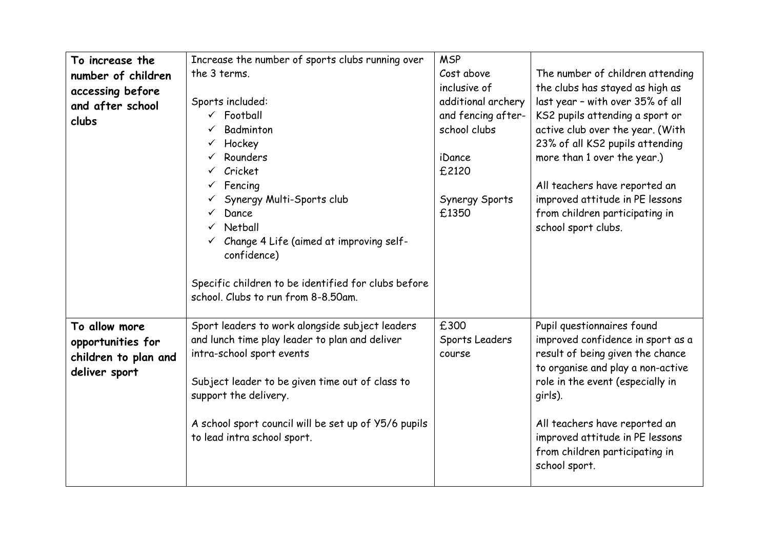| | | | |
|---|---|---|---|
| **To increase the number of children accessing before and after school clubs** | Increase the number of sports clubs running over the 3 terms.<br><br>Sports included:<br>✓ Football<br>✓ Badminton<br>✓ Hockey<br>✓ Rounders<br>✓ Cricket<br>✓ Fencing<br>✓ Synergy Multi-Sports club<br>✓ Dance<br>✓ Netball<br>✓ Change 4 Life (aimed at improving self-confidence)<br><br>Specific children to be identified for clubs before school. Clubs to run from 8-8.50am. | MSP<br>Cost above inclusive of additional archery and fencing after-school clubs<br><br>iDance<br>£2120<br><br>Synergy Sports<br>£1350 | The number of children attending the clubs has stayed as high as last year – with over 35% of all KS2 pupils attending a sport or active club over the year. (With 23% of all KS2 pupils attending more than 1 over the year.)<br><br>All teachers have reported an improved attitude in PE lessons from children participating in school sport clubs. |
| **To allow more opportunities for children to plan and deliver sport** | Sport leaders to work alongside subject leaders and lunch time play leader to plan and deliver intra-school sport events<br><br>Subject leader to be given time out of class to support the delivery.<br><br>A school sport council will be set up of Y5/6 pupils to lead intra school sport. | £300<br>Sports Leaders course | Pupil questionnaires found improved confidence in sport as a result of being given the chance to organise and play a non-active role in the event (especially in girls).<br><br>All teachers have reported an improved attitude in PE lessons from children participating in school sport. |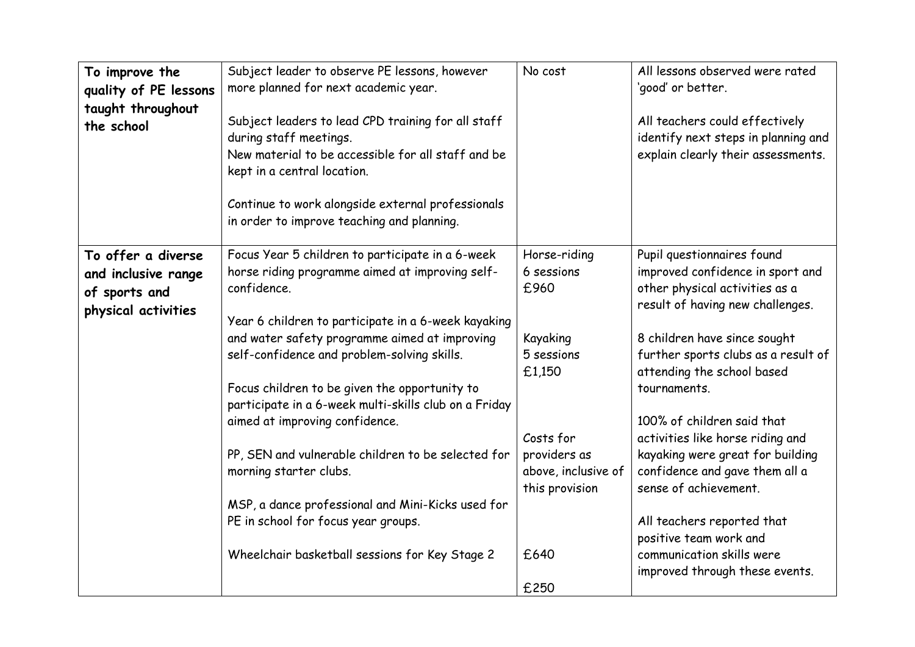| | | | |
|---|---|---|---|
| **To improve the quality of PE lessons taught throughout the school** | Subject leader to observe PE lessons, however more planned for next academic year.<br><br>Subject leaders to lead CPD training for all staff during staff meetings.<br>New material to be accessible for all staff and be kept in a central location.<br><br>Continue to work alongside external professionals in order to improve teaching and planning. | No cost | All lessons observed were rated 'good' or better.<br><br>All teachers could effectively identify next steps in planning and explain clearly their assessments. |
| **To offer a diverse and inclusive range of sports and physical activities** | Focus Year 5 children to participate in a 6-week horse riding programme aimed at improving self-confidence.<br><br>Year 6 children to participate in a 6-week kayaking and water safety programme aimed at improving self-confidence and problem-solving skills.<br><br>Focus children to be given the opportunity to participate in a 6-week multi-skills club on a Friday aimed at improving confidence.<br><br>PP, SEN and vulnerable children to be selected for morning starter clubs.<br><br>MSP, a dance professional and Mini-Kicks used for PE in school for focus year groups.<br><br>Wheelchair basketball sessions for Key Stage 2 | Horse-riding<br>6 sessions<br>£960<br><br>Kayaking<br>5 sessions<br>£1,150<br><br>Costs for providers as above, inclusive of this provision<br><br>£640<br><br>£250 | Pupil questionnaires found improved confidence in sport and other physical activities as a result of having new challenges.<br><br>8 children have since sought further sports clubs as a result of attending the school based tournaments.<br><br>100% of children said that activities like horse riding and kayaking were great for building confidence and gave them all a sense of achievement.<br><br>All teachers reported that positive team work and communication skills were improved through these events. |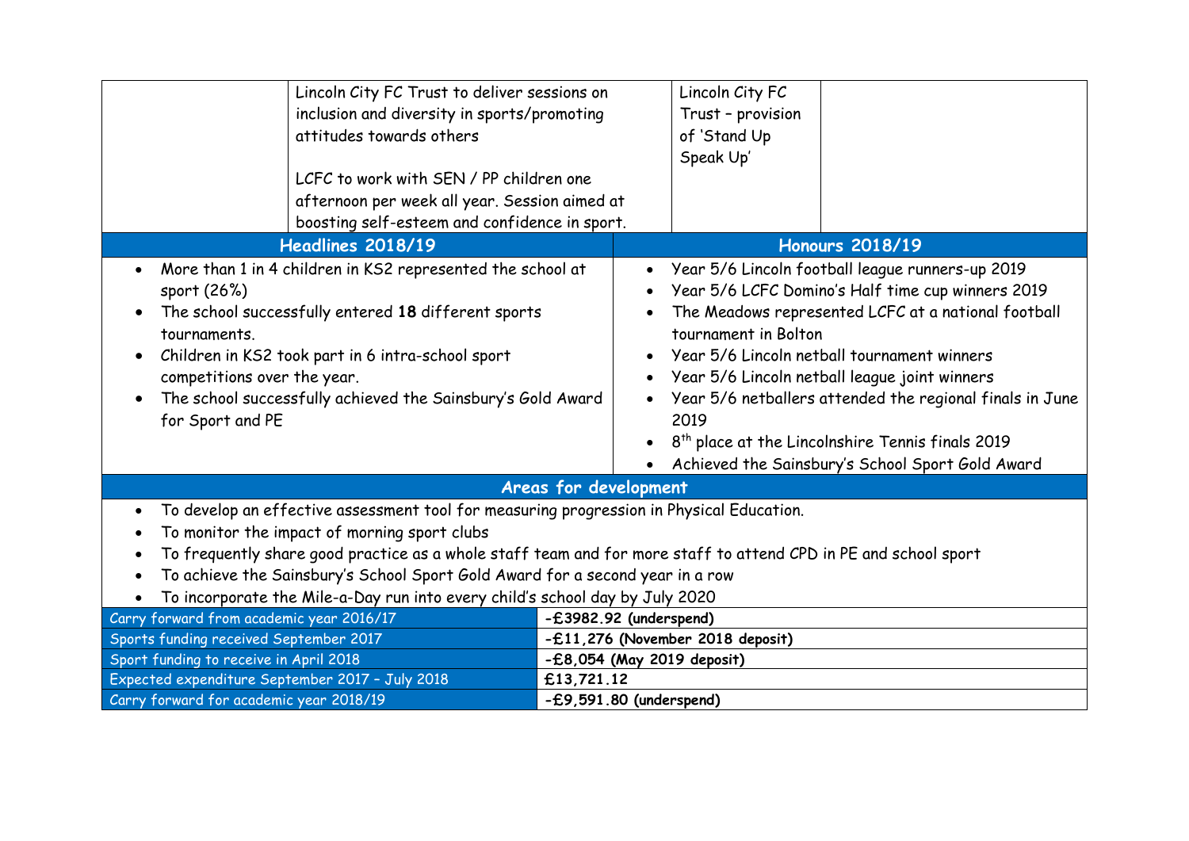| | | | |
|---|---|---|---|
| | Lincoln City FC Trust to deliver sessions on inclusion and diversity in sports/promoting attitudes towards others<br><br>LCFC to work with SEN / PP children one afternoon per week all year. Session aimed at boosting self-esteem and confidence in sport. | Lincoln City FC Trust – provision of 'Stand Up Speak Up' | |

| Headlines 2018/19 | Honours 2018/19 |
|---|---|
| • More than 1 in 4 children in KS2 represented the school at sport (26%)<br>• The school successfully entered **18** different sports tournaments.<br>• Children in KS2 took part in 6 intra-school sport competitions over the year.<br>• The school successfully achieved the Sainsbury's Gold Award for Sport and PE | • Year 5/6 Lincoln football league runners-up 2019<br>• Year 5/6 LCFC Domino's Half time cup winners 2019<br>• The Meadows represented LCFC at a national football tournament in Bolton<br>• Year 5/6 Lincoln netball tournament winners<br>• Year 5/6 Lincoln netball league joint winners<br>• Year 5/6 netballers attended the regional finals in June 2019<br>• 8th place at the Lincolnshire Tennis finals 2019<br>• Achieved the Sainsbury's School Sport Gold Award |

## Areas for development

- To develop an effective assessment tool for measuring progression in Physical Education.
- To monitor the impact of morning sport clubs
- To frequently share good practice as a whole staff team and for more staff to attend CPD in PE and school sport
- To achieve the Sainsbury's School Sport Gold Award for a second year in a row
- To incorporate the Mile-a-Day run into every child's school day by July 2020

| | |
|---|---|
| Carry forward from academic year 2016/17 | **-£3982.92 (underspend)** |
| Sports funding received September 2017 | **-£11,276 (November 2018 deposit)** |
| Sport funding to receive in April 2018 | **-£8,054 (May 2019 deposit)** |
| Expected expenditure September 2017 – July 2018 | **£13,721.12** |
| Carry forward for academic year 2018/19 | **-£9,591.80 (underspend)** |